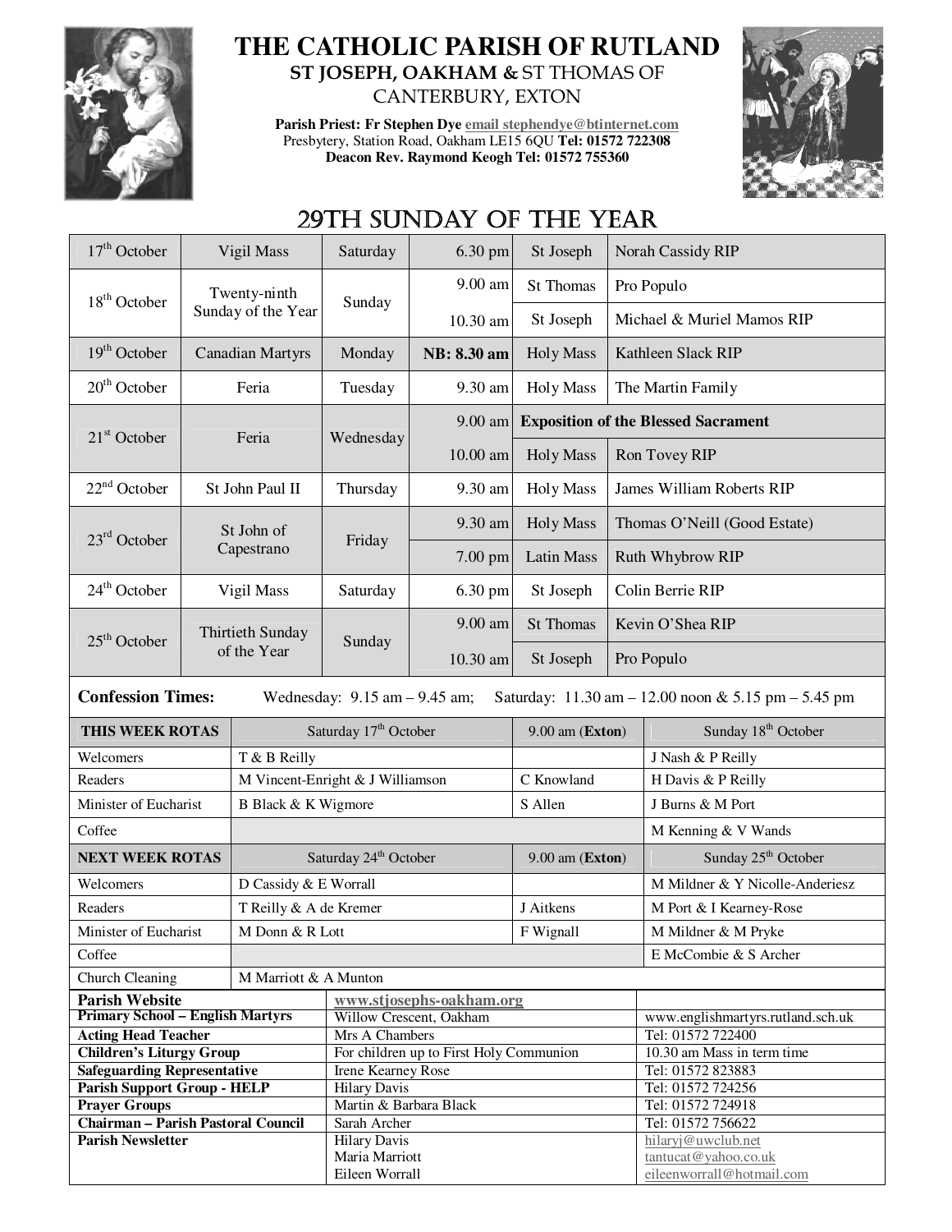# THE CATHOLIC PARISH OF RUTLAND

**ST JOSEPH, OAKHAM &** ST THOMAS OF CANTERBURY, EXTON

**Parish Priest: Fr Stephen Dye** email stephendye@btinternet.com
Presbytery, Station Road, Oakham LE15 6QU **Tel: 01572 722308**
**Deacon Rev. Raymond Keogh Tel: 01572 755360**

## 29TH SUNDAY OF THE YEAR

| Date | Day | | Time | | |
|---|---|---|---|---|---|
| 17th October | Vigil Mass | Saturday | 6.30 pm | St Joseph | Norah Cassidy RIP |
| 18th October | Twenty-ninth Sunday of the Year | Sunday | 9.00 am | St Thomas | Pro Populo |
| | | | 10.30 am | St Joseph | Michael & Muriel Mamos RIP |
| 19th October | Canadian Martyrs | Monday | **NB: 8.30 am** | Holy Mass | Kathleen Slack RIP |
| 20th October | Feria | Tuesday | 9.30 am | Holy Mass | The Martin Family |
| 21st October | Feria | Wednesday | 9.00 am | **Exposition of the Blessed Sacrament** | |
| | | | 10.00 am | Holy Mass | Ron Tovey RIP |
| 22nd October | St John Paul II | Thursday | 9.30 am | Holy Mass | James William Roberts RIP |
| 23rd October | St John of Capestrano | Friday | 9.30 am | Holy Mass | Thomas O'Neill (Good Estate) |
| | | | 7.00 pm | Latin Mass | Ruth Whybrow RIP |
| 24th October | Vigil Mass | Saturday | 6.30 pm | St Joseph | Colin Berrie RIP |
| 25th October | Thirtieth Sunday of the Year | Sunday | 9.00 am | St Thomas | Kevin O'Shea RIP |
| | | | 10.30 am | St Joseph | Pro Populo |

**Confession Times:** Wednesday: 9.15 am – 9.45 am; Saturday: 11.30 am – 12.00 noon & 5.15 pm – 5.45 pm

| **THIS WEEK ROTAS** | Saturday 17th October | 9.00 am (**Exton**) | Sunday 18th October |
|---|---|---|---|
| Welcomers | T & B Reilly | | J Nash & P Reilly |
| Readers | M Vincent-Enright & J Williamson | C Knowland | H Davis & P Reilly |
| Minister of Eucharist | B Black & K Wigmore | S Allen | J Burns & M Port |
| Coffee | | | M Kenning & V Wands |
| **NEXT WEEK ROTAS** | Saturday 24th October | 9.00 am (**Exton**) | Sunday 25th October |
| Welcomers | D Cassidy & E Worrall | | M Mildner & Y Nicolle-Anderiesz |
| Readers | T Reilly & A de Kremer | J Aitkens | M Port & I Kearney-Rose |
| Minister of Eucharist | M Donn & R Lott | F Wignall | M Mildner & M Pryke |
| Coffee | | | E McCombie & S Archer |
| Church Cleaning | M Marriott & A Munton | | |

| | | |
|---|---|---|
| **Parish Website** | www.stjosephs-oakham.org | |
| **Primary School – English Martyrs** | Willow Crescent, Oakham | www.englishmartyrs.rutland.sch.uk |
| **Acting Head Teacher** | Mrs A Chambers | Tel: 01572 722400 |
| **Children's Liturgy Group** | For children up to First Holy Communion | 10.30 am Mass in term time |
| **Safeguarding Representative** | Irene Kearney Rose | Tel: 01572 823883 |
| **Parish Support Group - HELP** | Hilary Davis | Tel: 01572 724256 |
| **Prayer Groups** | Martin & Barbara Black | Tel: 01572 724918 |
| **Chairman – Parish Pastoral Council** | Sarah Archer | Tel: 01572 756622 |
| **Parish Newsletter** | Hilary Davis<br>Maria Marriott<br>Eileen Worrall | hilaryj@uwclub.net<br>tantucat@yahoo.co.uk<br>eileenworrall@hotmail.com |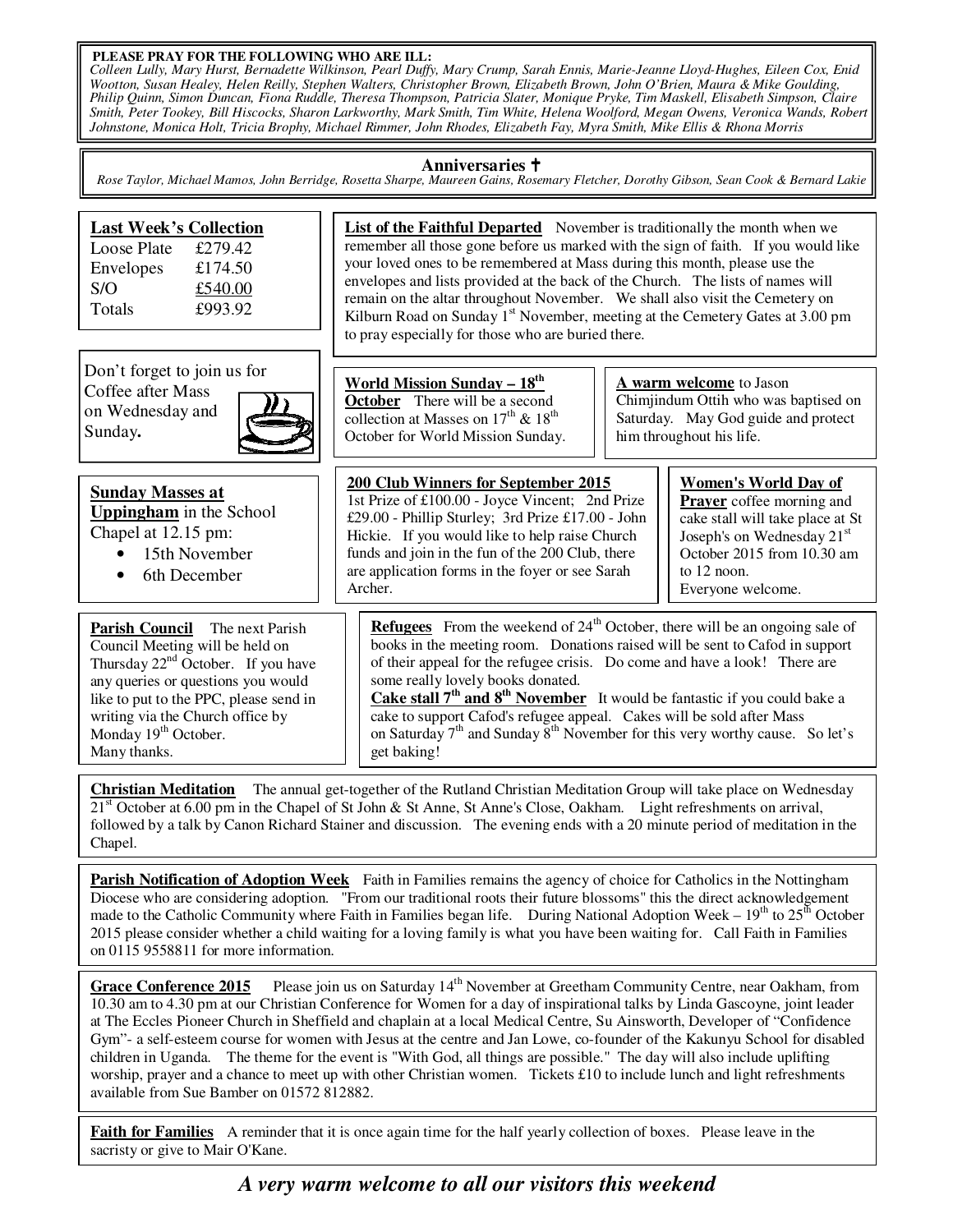**PLEASE PRAY FOR THE FOLLOWING WHO ARE ILL:**
*Colleen Lully, Mary Hurst, Bernadette Wilkinson, Pearl Duffy, Mary Crump, Sarah Ennis, Marie-Jeanne Lloyd-Hughes, Eileen Cox, Enid Wootton, Susan Healey, Helen Reilly, Stephen Walters, Christopher Brown, Elizabeth Brown, John O'Brien, Maura & Mike Goulding, Philip Quinn, Simon Duncan, Fiona Ruddle, Theresa Thompson, Patricia Slater, Monique Pryke, Tim Maskell, Elisabeth Simpson, Claire Smith, Peter Tookey, Bill Hiscocks, Sharon Larkworthy, Mark Smith, Tim White, Helena Woolford, Megan Owens, Veronica Wands, Robert Johnstone, Monica Holt, Tricia Brophy, Michael Rimmer, John Rhodes, Elizabeth Fay, Myra Smith, Mike Ellis & Rhona Morris*

**Anniversaries ✝**
*Rose Taylor, Michael Mamos, John Berridge, Rosetta Sharpe, Maureen Gains, Rosemary Fletcher, Dorothy Gibson, Sean Cook & Bernard Lakie*

**Last Week's Collection**

| | |
|---|---|
| Loose Plate | £279.42 |
| Envelopes | £174.50 |
| S/O | £540.00 |
| Totals | £993.92 |

**List of the Faithful Departed** November is traditionally the month when we remember all those gone before us marked with the sign of faith. If you would like your loved ones to be remembered at Mass during this month, please use the envelopes and lists provided at the back of the Church. The lists of names will remain on the altar throughout November. We shall also visit the Cemetery on Kilburn Road on Sunday 1st November, meeting at the Cemetery Gates at 3.00 pm to pray especially for those who are buried there.

Don't forget to join us for Coffee after Mass on Wednesday and Sunday**.**

**World Mission Sunday – 18th October** There will be a second collection at Masses on 17th & 18th October for World Mission Sunday.

**A warm welcome** to Jason Chimjindum Ottih who was baptised on Saturday. May God guide and protect him throughout his life.

**Sunday Masses at Uppingham** in the School Chapel at 12.15 pm:

- 15th November
- 6th December

**200 Club Winners for September 2015**
1st Prize of £100.00 - Joyce Vincent; 2nd Prize £29.00 - Phillip Sturley; 3rd Prize £17.00 - John Hickie. If you would like to help raise Church funds and join in the fun of the 200 Club, there are application forms in the foyer or see Sarah Archer.

**Women's World Day of Prayer** coffee morning and cake stall will take place at St Joseph's on Wednesday 21st October 2015 from 10.30 am to 12 noon.
Everyone welcome.

**Parish Council** The next Parish Council Meeting will be held on Thursday 22nd October. If you have any queries or questions you would like to put to the PPC, please send in writing via the Church office by Monday 19th October.
Many thanks.

**Refugees** From the weekend of 24th October, there will be an ongoing sale of books in the meeting room. Donations raised will be sent to Cafod in support of their appeal for the refugee crisis. Do come and have a look! There are some really lovely books donated.
**Cake stall 7th and 8th November** It would be fantastic if you could bake a cake to support Cafod's refugee appeal. Cakes will be sold after Mass on Saturday 7th and Sunday 8th November for this very worthy cause. So let's get baking!

**Christian Meditation** The annual get-together of the Rutland Christian Meditation Group will take place on Wednesday 21st October at 6.00 pm in the Chapel of St John & St Anne, St Anne's Close, Oakham. Light refreshments on arrival, followed by a talk by Canon Richard Stainer and discussion. The evening ends with a 20 minute period of meditation in the Chapel.

**Parish Notification of Adoption Week** Faith in Families remains the agency of choice for Catholics in the Nottingham Diocese who are considering adoption. "From our traditional roots their future blossoms" this the direct acknowledgement made to the Catholic Community where Faith in Families began life. During National Adoption Week – 19th to 25th October 2015 please consider whether a child waiting for a loving family is what you have been waiting for. Call Faith in Families on 0115 9558811 for more information.

**Grace Conference 2015** Please join us on Saturday 14th November at Greetham Community Centre, near Oakham, from 10.30 am to 4.30 pm at our Christian Conference for Women for a day of inspirational talks by Linda Gascoyne, joint leader at The Eccles Pioneer Church in Sheffield and chaplain at a local Medical Centre, Su Ainsworth, Developer of "Confidence Gym"- a self-esteem course for women with Jesus at the centre and Jan Lowe, co-founder of the Kakunyu School for disabled children in Uganda. The theme for the event is "With God, all things are possible." The day will also include uplifting worship, prayer and a chance to meet up with other Christian women. Tickets £10 to include lunch and light refreshments available from Sue Bamber on 01572 812882.

**Faith for Families** A reminder that it is once again time for the half yearly collection of boxes. Please leave in the sacristy or give to Mair O'Kane.

***A very warm welcome to all our visitors this weekend***